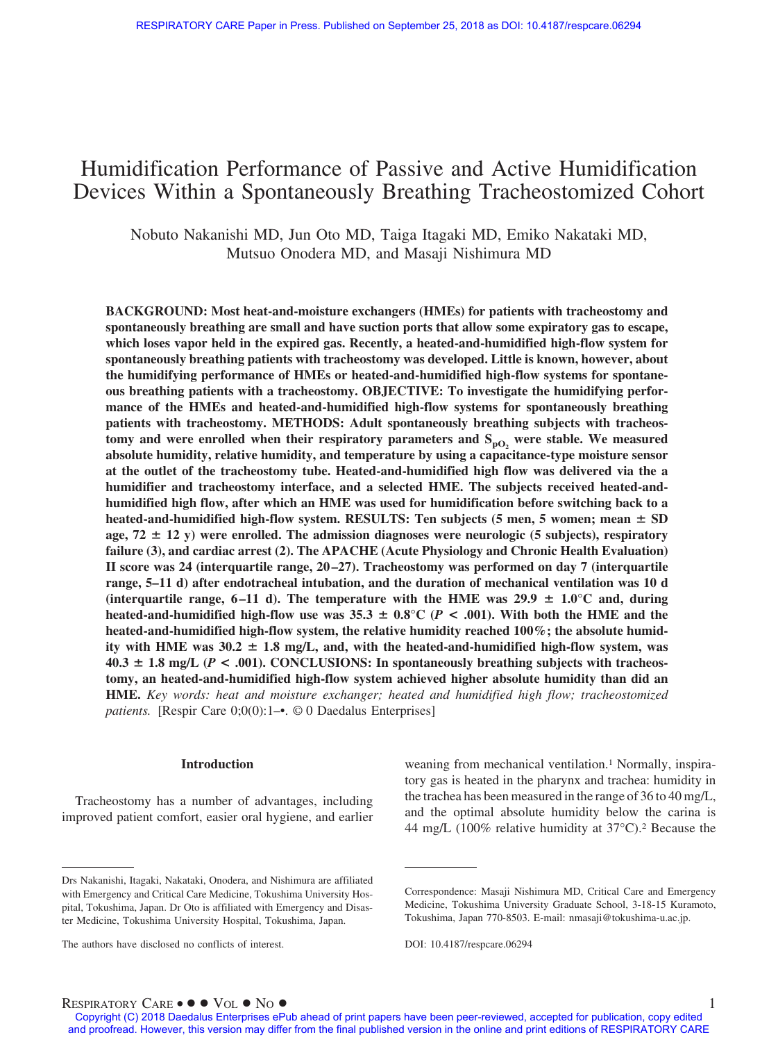# Humidification Performance of Passive and Active Humidification Devices Within a Spontaneously Breathing Tracheostomized Cohort

Nobuto Nakanishi MD, Jun Oto MD, Taiga Itagaki MD, Emiko Nakataki MD, Mutsuo Onodera MD, and Masaji Nishimura MD

**BACKGROUND: Most heat-and-moisture exchangers (HMEs) for patients with tracheostomy and spontaneously breathing are small and have suction ports that allow some expiratory gas to escape, which loses vapor held in the expired gas. Recently, a heated-and-humidified high-flow system for spontaneously breathing patients with tracheostomy was developed. Little is known, however, about the humidifying performance of HMEs or heated-and-humidified high-flow systems for spontaneous breathing patients with a tracheostomy. OBJECTIVE: To investigate the humidifying performance of the HMEs and heated-and-humidified high-flow systems for spontaneously breathing patients with tracheostomy. METHODS: Adult spontaneously breathing subjects with tracheostomy and were enrolled when their respiratory parameters and $S_{pO_2}$ were stable. We measured absolute humidity, relative humidity, and temperature by using a capacitance-type moisture sensor at the outlet of the tracheostomy tube. Heated-and-humidified high flow was delivered via the a humidifier and tracheostomy interface, and a selected HME. The subjects received heated-and-humidified high flow, after which an HME was used for humidification before switching back to a heated-and-humidified high-flow system. RESULTS: Ten subjects (5 men, 5 women; mean ± SD age, 72 ± 12 y) were enrolled. The admission diagnoses were neurologic (5 subjects), respiratory failure (3), and cardiac arrest (2). The APACHE (Acute Physiology and Chronic Health Evaluation) II score was 24 (interquartile range, 20–27). Tracheostomy was performed on day 7 (interquartile range, 5–11 d) after endotracheal intubation, and the duration of mechanical ventilation was 10 d (interquartile range, 6–11 d). The temperature with the HME was 29.9 ± 1.0°C and, during heated-and-humidified high-flow use was 35.3 ± 0.8°C ($P < .001$). With both the HME and the heated-and-humidified high-flow system, the relative humidity reached 100%; the absolute humidity with HME was 30.2 ± 1.8 mg/L, and, with the heated-and-humidified high-flow system, was 40.3 ± 1.8 mg/L ($P < .001$). CONCLUSIONS: In spontaneously breathing subjects with tracheostomy, an heated-and-humidified high-flow system achieved higher absolute humidity than did an HME.** *Key words: heat and moisture exchanger; heated and humidified high flow; tracheostomized patients.* [Respir Care 0;0(0):1–•. © 0 Daedalus Enterprises]

## Introduction

Tracheostomy has a number of advantages, including improved patient comfort, easier oral hygiene, and earlier weaning from mechanical ventilation.[1] Normally, inspiratory gas is heated in the pharynx and trachea: humidity in the trachea has been measured in the range of 36 to 40 mg/L, and the optimal absolute humidity below the carina is 44 mg/L (100% relative humidity at 37°C).[2] Because the

---

Drs Nakanishi, Itagaki, Nakataki, Onodera, and Nishimura are affiliated with Emergency and Critical Care Medicine, Tokushima University Hospital, Tokushima, Japan. Dr Oto is affiliated with Emergency and Disaster Medicine, Tokushima University Hospital, Tokushima, Japan.

The authors have disclosed no conflicts of interest.

Correspondence: Masaji Nishimura MD, Critical Care and Emergency Medicine, Tokushima University Graduate School, 3-18-15 Kuramoto, Tokushima, Japan 770-8503. E-mail: nmasaji@tokushima-u.ac.jp.

DOI: 10.4187/respcare.06294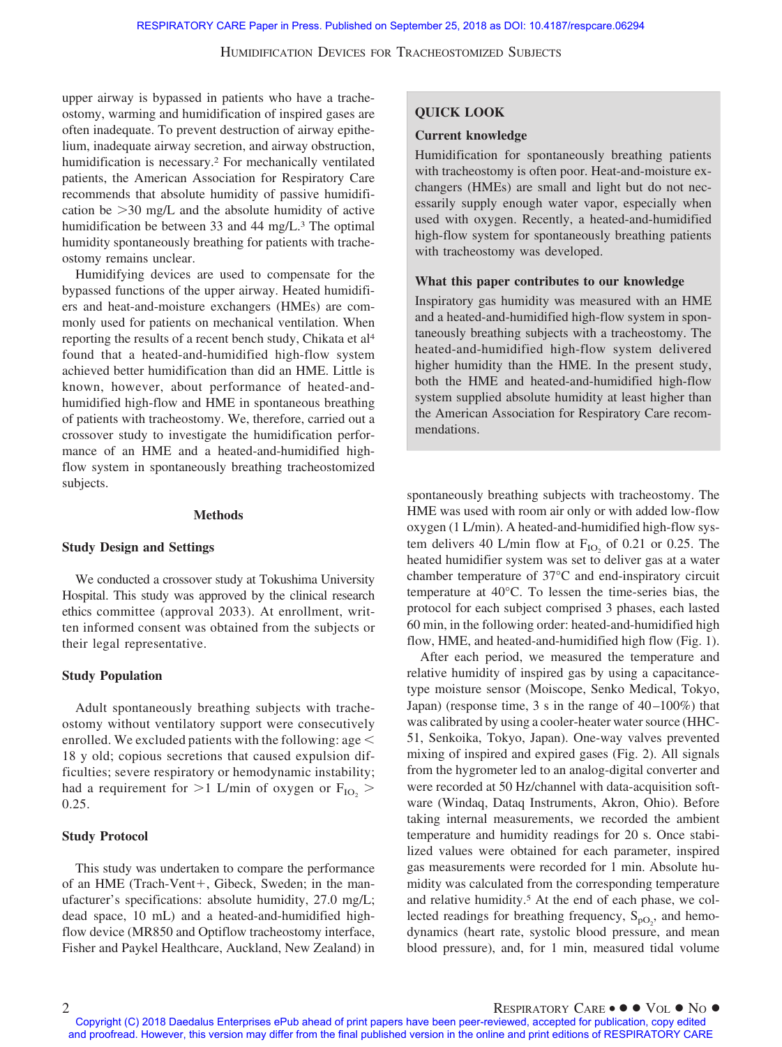upper airway is bypassed in patients who have a tracheostomy, warming and humidification of inspired gases are often inadequate. To prevent destruction of airway epithelium, inadequate airway secretion, and airway obstruction, humidification is necessary.[2] For mechanically ventilated patients, the American Association for Respiratory Care recommends that absolute humidity of passive humidification be >30 mg/L and the absolute humidity of active humidification be between 33 and 44 mg/L.[3] The optimal humidity spontaneously breathing for patients with tracheostomy remains unclear.

Humidifying devices are used to compensate for the bypassed functions of the upper airway. Heated humidifiers and heat-and-moisture exchangers (HMEs) are commonly used for patients on mechanical ventilation. When reporting the results of a recent bench study, Chikata et al[4] found that a heated-and-humidified high-flow system achieved better humidification than did an HME. Little is known, however, about performance of heated-and-humidified high-flow and HME in spontaneous breathing of patients with tracheostomy. We, therefore, carried out a crossover study to investigate the humidification performance of an HME and a heated-and-humidified high-flow system in spontaneously breathing tracheostomized subjects.

> **QUICK LOOK**
>
> **Current knowledge**
>
> Humidification for spontaneously breathing patients with tracheostomy is often poor. Heat-and-moisture exchangers (HMEs) are small and light but do not necessarily supply enough water vapor, especially when used with oxygen. Recently, a heated-and-humidified high-flow system for spontaneously breathing patients with tracheostomy was developed.
>
> **What this paper contributes to our knowledge**
>
> Inspiratory gas humidity was measured with an HME and a heated-and-humidified high-flow system in spontaneously breathing subjects with a tracheostomy. The heated-and-humidified high-flow system delivered higher humidity than the HME. In the present study, both the HME and heated-and-humidified high-flow system supplied absolute humidity at least higher than the American Association for Respiratory Care recommendations.

## Methods

### Study Design and Settings

We conducted a crossover study at Tokushima University Hospital. This study was approved by the clinical research ethics committee (approval 2033). At enrollment, written informed consent was obtained from the subjects or their legal representative.

### Study Population

Adult spontaneously breathing subjects with tracheostomy without ventilatory support were consecutively enrolled. We excluded patients with the following: age < 18 y old; copious secretions that caused expulsion difficulties; severe respiratory or hemodynamic instability; had a requirement for >1 L/min of oxygen or $F_{IO_2}$ > 0.25.

### Study Protocol

This study was undertaken to compare the performance of an HME (Trach-Vent+, Gibeck, Sweden; in the manufacturer's specifications: absolute humidity, 27.0 mg/L; dead space, 10 mL) and a heated-and-humidified high-flow device (MR850 and Optiflow tracheostomy interface, Fisher and Paykel Healthcare, Auckland, New Zealand) in spontaneously breathing subjects with tracheostomy. The HME was used with room air only or with added low-flow oxygen (1 L/min). A heated-and-humidified high-flow system delivers 40 L/min flow at $F_{IO_2}$ of 0.21 or 0.25. The heated humidifier system was set to deliver gas at a water chamber temperature of 37°C and end-inspiratory circuit temperature at 40°C. To lessen the time-series bias, the protocol for each subject comprised 3 phases, each lasted 60 min, in the following order: heated-and-humidified high flow, HME, and heated-and-humidified high flow (Fig. 1).

After each period, we measured the temperature and relative humidity of inspired gas by using a capacitance-type moisture sensor (Moiscope, Senko Medical, Tokyo, Japan) (response time, 3 s in the range of 40–100%) that was calibrated by using a cooler-heater water source (HHC-51, Senkoika, Tokyo, Japan). One-way valves prevented mixing of inspired and expired gases (Fig. 2). All signals from the hygrometer led to an analog-digital converter and were recorded at 50 Hz/channel with data-acquisition software (Windaq, Dataq Instruments, Akron, Ohio). Before taking internal measurements, we recorded the ambient temperature and humidity readings for 20 s. Once stabilized values were obtained for each parameter, inspired gas measurements were recorded for 1 min. Absolute humidity was calculated from the corresponding temperature and relative humidity.[5] At the end of each phase, we collected readings for breathing frequency, $S_{pO_2}$, and hemodynamics (heart rate, systolic blood pressure, and mean blood pressure), and, for 1 min, measured tidal volume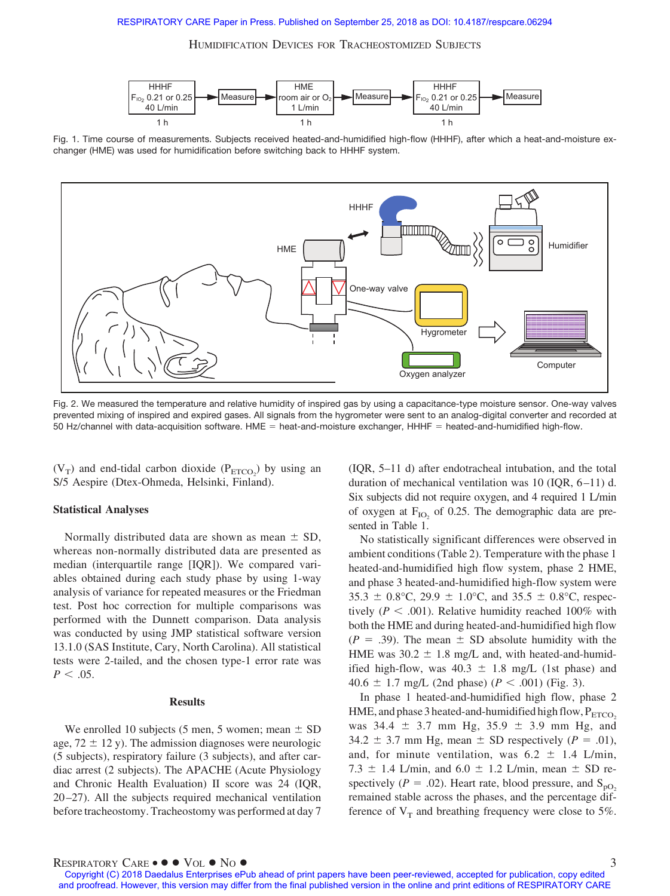Fig. 1. Time course of measurements. Subjects received heated-and-humidified high-flow (HHHF), after which a heat-and-moisture exchanger (HME) was used for humidification before switching back to HHHF system.

Fig. 2. We measured the temperature and relative humidity of inspired gas by using a capacitance-type moisture sensor. One-way valves prevented mixing of inspired and expired gases. All signals from the hygrometer were sent to an analog-digital converter and recorded at 50 Hz/channel with data-acquisition software. HME = heat-and-moisture exchanger, HHHF = heated-and-humidified high-flow.

($V_T$) and end-tidal carbon dioxide ($P_{ETCO_2}$) by using an S/5 Aespire (Dtex-Ohmeda, Helsinki, Finland).

### Statistical Analyses

Normally distributed data are shown as mean ± SD, whereas non-normally distributed data are presented as median (interquartile range [IQR]). We compared variables obtained during each study phase by using 1-way analysis of variance for repeated measures or the Friedman test. Post hoc correction for multiple comparisons was performed with the Dunnett comparison. Data analysis was conducted by using JMP statistical software version 13.1.0 (SAS Institute, Cary, North Carolina). All statistical tests were 2-tailed, and the chosen type-1 error rate was $P < .05$.

## Results

We enrolled 10 subjects (5 men, 5 women; mean ± SD age, 72 ± 12 y). The admission diagnoses were neurologic (5 subjects), respiratory failure (3 subjects), and after cardiac arrest (2 subjects). The APACHE (Acute Physiology and Chronic Health Evaluation) II score was 24 (IQR, 20–27). All the subjects required mechanical ventilation before tracheostomy. Tracheostomy was performed at day 7 (IQR, 5–11 d) after endotracheal intubation, and the total duration of mechanical ventilation was 10 (IQR, 6–11) d. Six subjects did not require oxygen, and 4 required 1 L/min of oxygen at $F_{IO_2}$ of 0.25. The demographic data are presented in Table 1.

No statistically significant differences were observed in ambient conditions (Table 2). Temperature with the phase 1 heated-and-humidified high flow system, phase 2 HME, and phase 3 heated-and-humidified high-flow system were 35.3 ± 0.8°C, 29.9 ± 1.0°C, and 35.5 ± 0.8°C, respectively ($P < .001$). Relative humidity reached 100% with both the HME and during heated-and-humidified high flow ($P = .39$). The mean ± SD absolute humidity with the HME was 30.2 ± 1.8 mg/L and, with heated-and-humidified high-flow, was 40.3 ± 1.8 mg/L (1st phase) and 40.6 ± 1.7 mg/L (2nd phase) ($P < .001$) (Fig. 3).

In phase 1 heated-and-humidified high flow, phase 2 HME, and phase 3 heated-and-humidified high flow, $P_{ETCO_2}$ was 34.4 ± 3.7 mm Hg, 35.9 ± 3.9 mm Hg, and 34.2 ± 3.7 mm Hg, mean ± SD respectively ($P = .01$), and, for minute ventilation, was 6.2 ± 1.4 L/min, 7.3 ± 1.4 L/min, and 6.0 ± 1.2 L/min, mean ± SD respectively ($P = .02$). Heart rate, blood pressure, and $S_{pO_2}$ remained stable across the phases, and the percentage difference of $V_T$ and breathing frequency were close to 5%.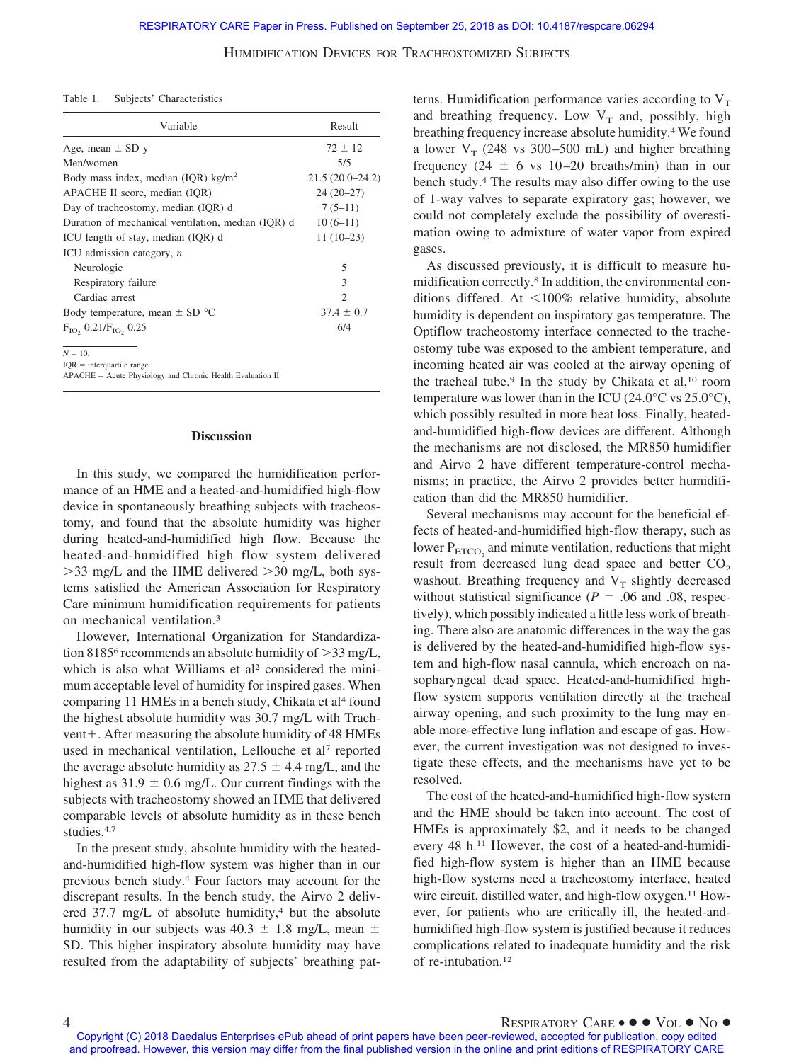Table 1. Subjects' Characteristics

| Variable | Result |
|---|---|
| Age, mean ± SD y | 72 ± 12 |
| Men/women | 5/5 |
| Body mass index, median (IQR) kg/m$^2$ | 21.5 (20.0–24.2) |
| APACHE II score, median (IQR) | 24 (20–27) |
| Day of tracheostomy, median (IQR) d | 7 (5–11) |
| Duration of mechanical ventilation, median (IQR) d | 10 (6–11) |
| ICU length of stay, median (IQR) d | 11 (10–23) |
| ICU admission category, *n* | |
| Neurologic | 5 |
| Respiratory failure | 3 |
| Cardiac arrest | 2 |
| Body temperature, mean ± SD °C | 37.4 ± 0.7 |
| $F_{IO_2}$ 0.21/$F_{IO_2}$ 0.25 | 6/4 |

*N* = 10.
IQR = interquartile range
APACHE = Acute Physiology and Chronic Health Evaluation II

## Discussion

In this study, we compared the humidification performance of an HME and a heated-and-humidified high-flow device in spontaneously breathing subjects with tracheostomy, and found that the absolute humidity was higher during heated-and-humidified high flow. Because the heated-and-humidified high flow system delivered >33 mg/L and the HME delivered >30 mg/L, both systems satisfied the American Association for Respiratory Care minimum humidification requirements for patients on mechanical ventilation.[3]

However, International Organization for Standardization 8185[6] recommends an absolute humidity of >33 mg/L, which is also what Williams et al[2] considered the minimum acceptable level of humidity for inspired gases. When comparing 11 HMEs in a bench study, Chikata et al[4] found the highest absolute humidity was 30.7 mg/L with Trachvent+. After measuring the absolute humidity of 48 HMEs used in mechanical ventilation, Lellouche et al[7] reported the average absolute humidity as 27.5 ± 4.4 mg/L, and the highest as 31.9 ± 0.6 mg/L. Our current findings with the subjects with tracheostomy showed an HME that delivered comparable levels of absolute humidity as in these bench studies.[4,7]

In the present study, absolute humidity with the heated-and-humidified high-flow system was higher than in our previous bench study.[4] Four factors may account for the discrepant results. In the bench study, the Airvo 2 delivered 37.7 mg/L of absolute humidity,[4] but the absolute humidity in our subjects was 40.3 ± 1.8 mg/L, mean ± SD. This higher inspiratory absolute humidity may have resulted from the adaptability of subjects' breathing patterns. Humidification performance varies according to $V_T$ and breathing frequency. Low $V_T$ and, possibly, high breathing frequency increase absolute humidity.[4] We found a lower $V_T$ (248 vs 300–500 mL) and higher breathing frequency (24 ± 6 vs 10–20 breaths/min) than in our bench study.[4] The results may also differ owing to the use of 1-way valves to separate expiratory gas; however, we could not completely exclude the possibility of overestimation owing to admixture of water vapor from expired gases.

As discussed previously, it is difficult to measure humidification correctly.[8] In addition, the environmental conditions differed. At <100% relative humidity, absolute humidity is dependent on inspiratory gas temperature. The Optiflow tracheostomy interface connected to the tracheostomy tube was exposed to the ambient temperature, and incoming heated air was cooled at the airway opening of the tracheal tube.[9] In the study by Chikata et al,[10] room temperature was lower than in the ICU (24.0°C vs 25.0°C), which possibly resulted in more heat loss. Finally, heated-and-humidified high-flow devices are different. Although the mechanisms are not disclosed, the MR850 humidifier and Airvo 2 have different temperature-control mechanisms; in practice, the Airvo 2 provides better humidification than did the MR850 humidifier.

Several mechanisms may account for the beneficial effects of heated-and-humidified high-flow therapy, such as lower $P_{ETCO_2}$ and minute ventilation, reductions that might result from decreased lung dead space and better $CO_2$ washout. Breathing frequency and $V_T$ slightly decreased without statistical significance ($P$ = .06 and .08, respectively), which possibly indicated a little less work of breathing. There also are anatomic differences in the way the gas is delivered by the heated-and-humidified high-flow system and high-flow nasal cannula, which encroach on nasopharyngeal dead space. Heated-and-humidified high-flow system supports ventilation directly at the tracheal airway opening, and such proximity to the lung may enable more-effective lung inflation and escape of gas. However, the current investigation was not designed to investigate these effects, and the mechanisms have yet to be resolved.

The cost of the heated-and-humidified high-flow system and the HME should be taken into account. The cost of HMEs is approximately $2, and it needs to be changed every 48 h.[11] However, the cost of a heated-and-humidified high-flow system is higher than an HME because high-flow systems need a tracheostomy interface, heated wire circuit, distilled water, and high-flow oxygen.[11] However, for patients who are critically ill, the heated-and-humidified high-flow system is justified because it reduces complications related to inadequate humidity and the risk of re-intubation.[12]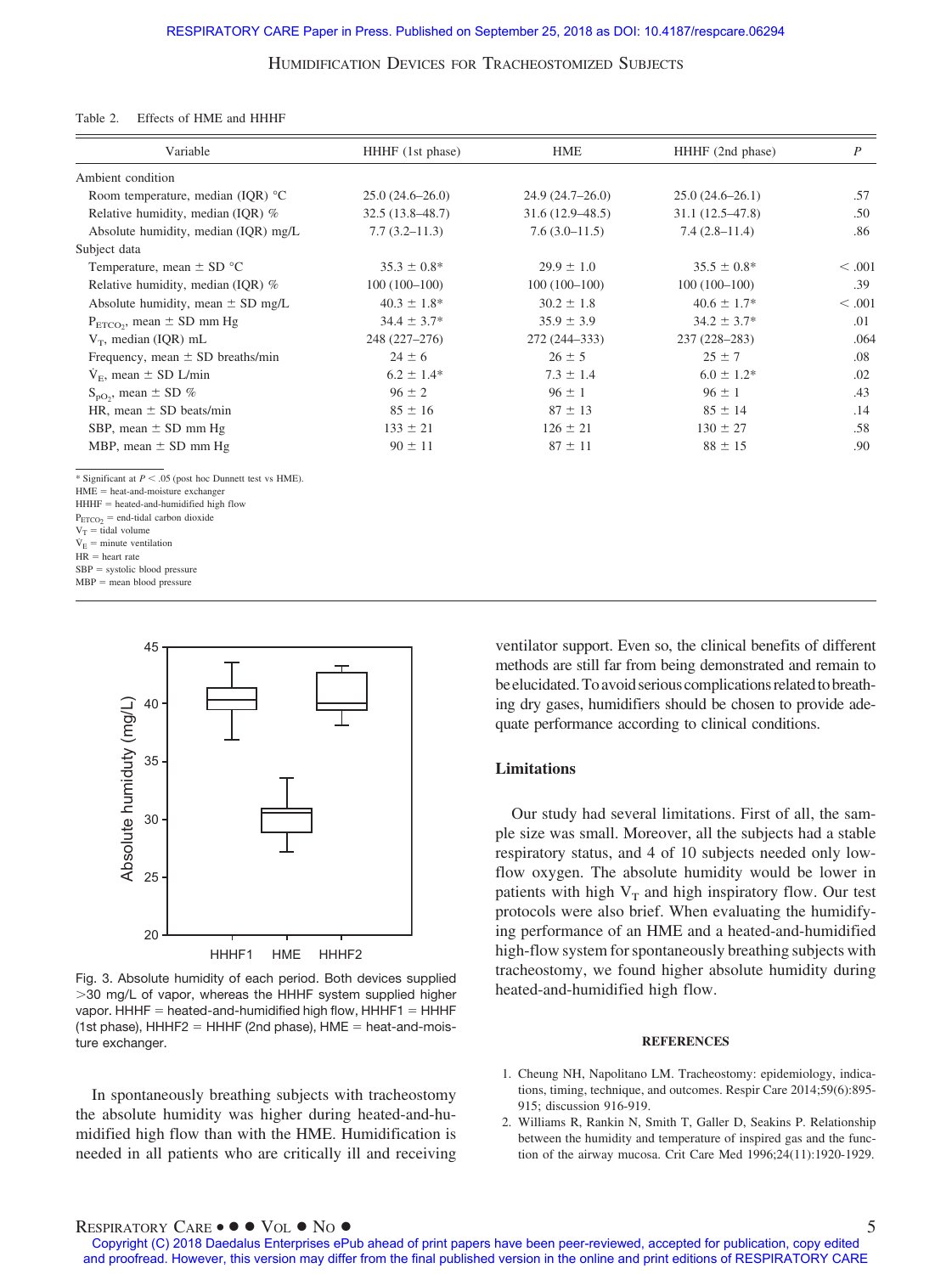Table 2. Effects of HME and HHHF

| Variable | HHHF (1st phase) | HME | HHHF (2nd phase) | $P$ |
|---|---|---|---|---|
| Ambient condition | | | | |
| Room temperature, median (IQR) °C | 25.0 (24.6–26.0) | 24.9 (24.7–26.0) | 25.0 (24.6–26.1) | .57 |
| Relative humidity, median (IQR) % | 32.5 (13.8–48.7) | 31.6 (12.9–48.5) | 31.1 (12.5–47.8) | .50 |
| Absolute humidity, median (IQR) mg/L | 7.7 (3.2–11.3) | 7.6 (3.0–11.5) | 7.4 (2.8–11.4) | .86 |
| Subject data | | | | |
| Temperature, mean ± SD °C | 35.3 ± 0.8* | 29.9 ± 1.0 | 35.5 ± 0.8* | < .001 |
| Relative humidity, median (IQR) % | 100 (100–100) | 100 (100–100) | 100 (100–100) | .39 |
| Absolute humidity, mean ± SD mg/L | 40.3 ± 1.8* | 30.2 ± 1.8 | 40.6 ± 1.7* | < .001 |
| $P_{ETCO_2}$, mean ± SD mm Hg | 34.4 ± 3.7* | 35.9 ± 3.9 | 34.2 ± 3.7* | .01 |
| $V_T$, median (IQR) mL | 248 (227–276) | 272 (244–333) | 237 (228–283) | .064 |
| Frequency, mean ± SD breaths/min | 24 ± 6 | 26 ± 5 | 25 ± 7 | .08 |
| $\dot{V}_E$, mean ± SD L/min | 6.2 ± 1.4* | 7.3 ± 1.4 | 6.0 ± 1.2* | .02 |
| $S_{pO_2}$, mean ± SD % | 96 ± 2 | 96 ± 1 | 96 ± 1 | .43 |
| HR, mean ± SD beats/min | 85 ± 16 | 87 ± 13 | 85 ± 14 | .14 |
| SBP, mean ± SD mm Hg | 133 ± 21 | 126 ± 21 | 130 ± 27 | .58 |
| MBP, mean ± SD mm Hg | 90 ± 11 | 87 ± 11 | 88 ± 15 | .90 |

* Significant at $P < .05$ (post hoc Dunnett test vs HME).
HME = heat-and-moisture exchanger
HHHF = heated-and-humidified high flow
$P_{ETCO_2}$ = end-tidal carbon dioxide
$V_T$ = tidal volume
$\dot{V}_E$ = minute ventilation
HR = heart rate
SBP = systolic blood pressure
MBP = mean blood pressure

Fig. 3. Absolute humidity of each period. Both devices supplied >30 mg/L of vapor, whereas the HHHF system supplied higher vapor. HHHF = heated-and-humidified high flow, HHHF1 = HHHF (1st phase), HHHF2 = HHHF (2nd phase), HME = heat-and-moisture exchanger.

In spontaneously breathing subjects with tracheostomy the absolute humidity was higher during heated-and-humidified high flow than with the HME. Humidification is needed in all patients who are critically ill and receiving ventilator support. Even so, the clinical benefits of different methods are still far from being demonstrated and remain to be elucidated. To avoid serious complications related to breathing dry gases, humidifiers should be chosen to provide adequate performance according to clinical conditions.

## Limitations

Our study had several limitations. First of all, the sample size was small. Moreover, all the subjects had a stable respiratory status, and 4 of 10 subjects needed only low-flow oxygen. The absolute humidity would be lower in patients with high $V_T$ and high inspiratory flow. Our test protocols were also brief. When evaluating the humidifying performance of an HME and a heated-and-humidified high-flow system for spontaneously breathing subjects with tracheostomy, we found higher absolute humidity during heated-and-humidified high flow.

## REFERENCES

1. Cheung NH, Napolitano LM. Tracheostomy: epidemiology, indications, timing, technique, and outcomes. Respir Care 2014;59(6):895-915; discussion 916-919.
2. Williams R, Rankin N, Smith T, Galler D, Seakins P. Relationship between the humidity and temperature of inspired gas and the function of the airway mucosa. Crit Care Med 1996;24(11):1920-1929.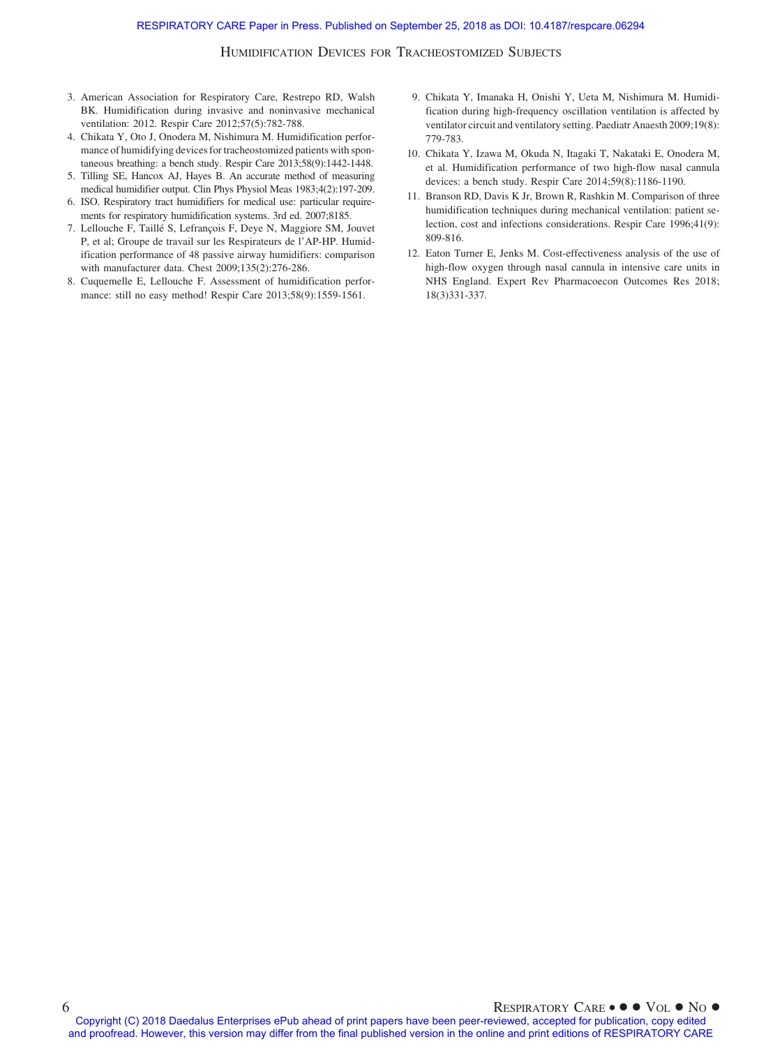3. American Association for Respiratory Care, Restrepo RD, Walsh BK. Humidification during invasive and noninvasive mechanical ventilation: 2012. Respir Care 2012;57(5):782-788.
4. Chikata Y, Oto J, Onodera M, Nishimura M. Humidification performance of humidifying devices for tracheostomized patients with spontaneous breathing: a bench study. Respir Care 2013;58(9):1442-1448.
5. Tilling SE, Hancox AJ, Hayes B. An accurate method of measuring medical humidifier output. Clin Phys Physiol Meas 1983;4(2):197-209.
6. ISO. Respiratory tract humidifiers for medical use: particular requirements for respiratory humidification systems. 3rd ed. 2007;8185.
7. Lellouche F, Taillé S, Lefrançois F, Deye N, Maggiore SM, Jouvet P, et al; Groupe de travail sur les Respirateurs de l'AP-HP. Humidification performance of 48 passive airway humidifiers: comparison with manufacturer data. Chest 2009;135(2):276-286.
8. Cuquemelle E, Lellouche F. Assessment of humidification performance: still no easy method! Respir Care 2013;58(9):1559-1561.
9. Chikata Y, Imanaka H, Onishi Y, Ueta M, Nishimura M. Humidification during high-frequency oscillation ventilation is affected by ventilator circuit and ventilatory setting. Paediatr Anaesth 2009;19(8):779-783.
10. Chikata Y, Izawa M, Okuda N, Itagaki T, Nakataki E, Onodera M, et al. Humidification performance of two high-flow nasal cannula devices: a bench study. Respir Care 2014;59(8):1186-1190.
11. Branson RD, Davis K Jr, Brown R, Rashkin M. Comparison of three humidification techniques during mechanical ventilation: patient selection, cost and infections considerations. Respir Care 1996;41(9):809-816.
12. Eaton Turner E, Jenks M. Cost-effectiveness analysis of the use of high-flow oxygen through nasal cannula in intensive care units in NHS England. Expert Rev Pharmacoecon Outcomes Res 2018;18(3)331-337.